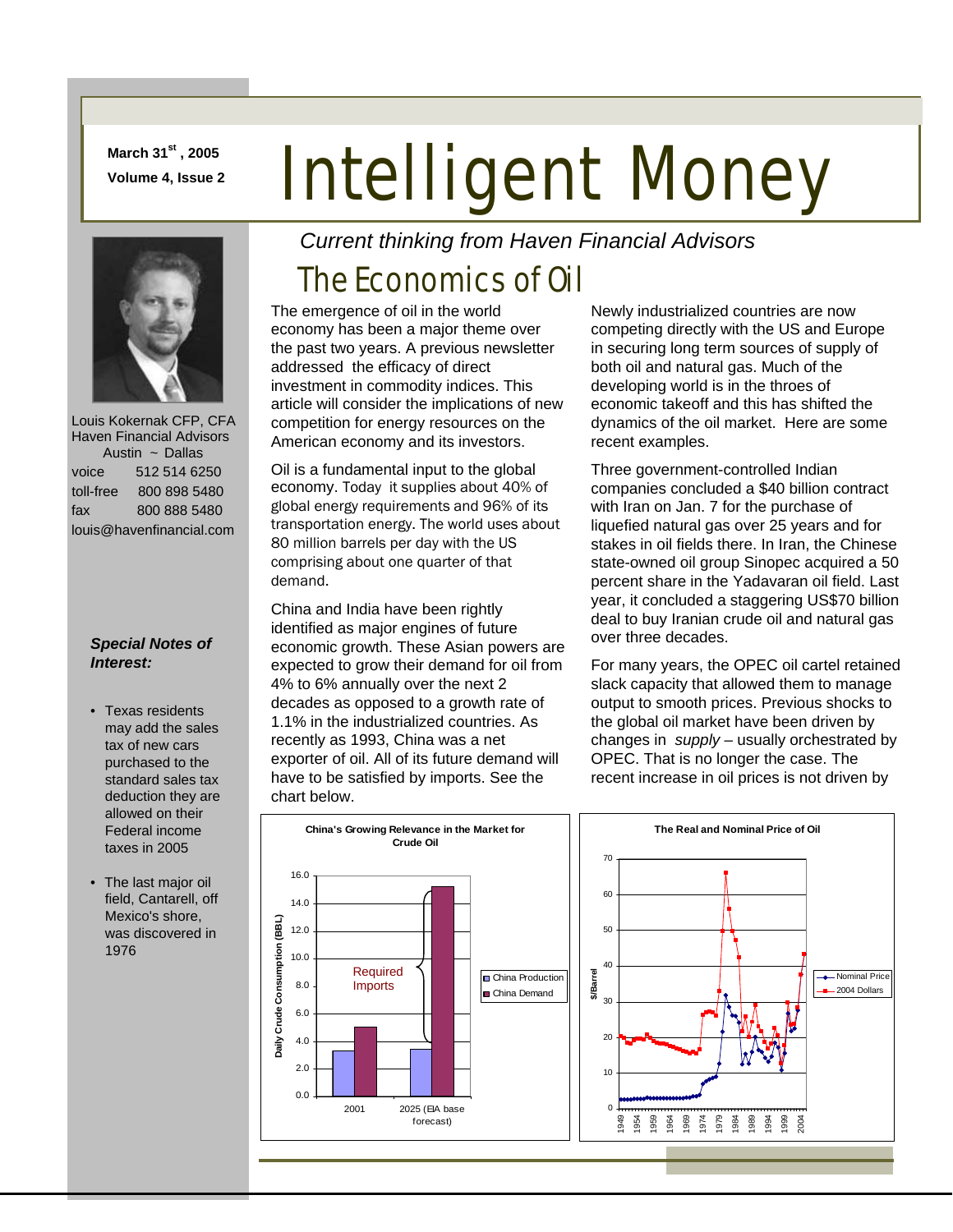March 31st, 2005

Volume 4, Issue 2

# Intelligent Money

*Current thinking from Haven Financial Advisors*

Louis Kokernak CFP, CFA
Haven Financial Advisors
Austin ~ Dallas

| | |
|---|---|
| voice | 512 514 6250 |
| toll-free | 800 898 5480 |
| fax | 800 888 5480 |

louis@havenfinancial.com

***Special Notes of Interest:***

- Texas residents may add the sales tax of new cars purchased to the standard sales tax deduction they are allowed on their Federal income taxes in 2005
- The last major oil field, Cantarell, off Mexico's shore, was discovered in 1976

## The Economics of Oil

The emergence of oil in the world economy has been a major theme over the past two years. A previous newsletter addressed the efficacy of direct investment in commodity indices. This article will consider the implications of new competition for energy resources on the American economy and its investors.

Oil is a fundamental input to the global economy. Today it supplies about 40% of global energy requirements and 96% of its transportation energy. The world uses about 80 million barrels per day with the US comprising about one quarter of that demand.

China and India have been rightly identified as major engines of future economic growth. These Asian powers are expected to grow their demand for oil from 4% to 6% annually over the next 2 decades as opposed to a growth rate of 1.1% in the industrialized countries. As recently as 1993, China was a net exporter of oil. All of its future demand will have to be satisfied by imports. See the chart below.

Newly industrialized countries are now competing directly with the US and Europe in securing long term sources of supply of both oil and natural gas. Much of the developing world is in the throes of economic takeoff and this has shifted the dynamics of the oil market. Here are some recent examples.

Three government-controlled Indian companies concluded a $40 billion contract with Iran on Jan. 7 for the purchase of liquefied natural gas over 25 years and for stakes in oil fields there. In Iran, the Chinese state-owned oil group Sinopec acquired a 50 percent share in the Yadavaran oil field. Last year, it concluded a staggering US$70 billion deal to buy Iranian crude oil and natural gas over three decades.

For many years, the OPEC oil cartel retained slack capacity that allowed them to manage output to smooth prices. Previous shocks to the global oil market have been driven by changes in *supply* – usually orchestrated by OPEC. That is no longer the case. The recent increase in oil prices is not driven by

**China's Growing Relevance in the Market for Crude Oil**

| Daily Crude Consumption (BBL) | China Production | China Demand |
|---|---|---|
| 2001 | ~3.3 | ~5.0 |
| 2025 (EIA base forecast) | ~3.4 | ~15.2 |

Required Imports

**The Real and Nominal Price of Oil**

($/Barrel, 1949–2004; series: Nominal Price, 2004 Dollars)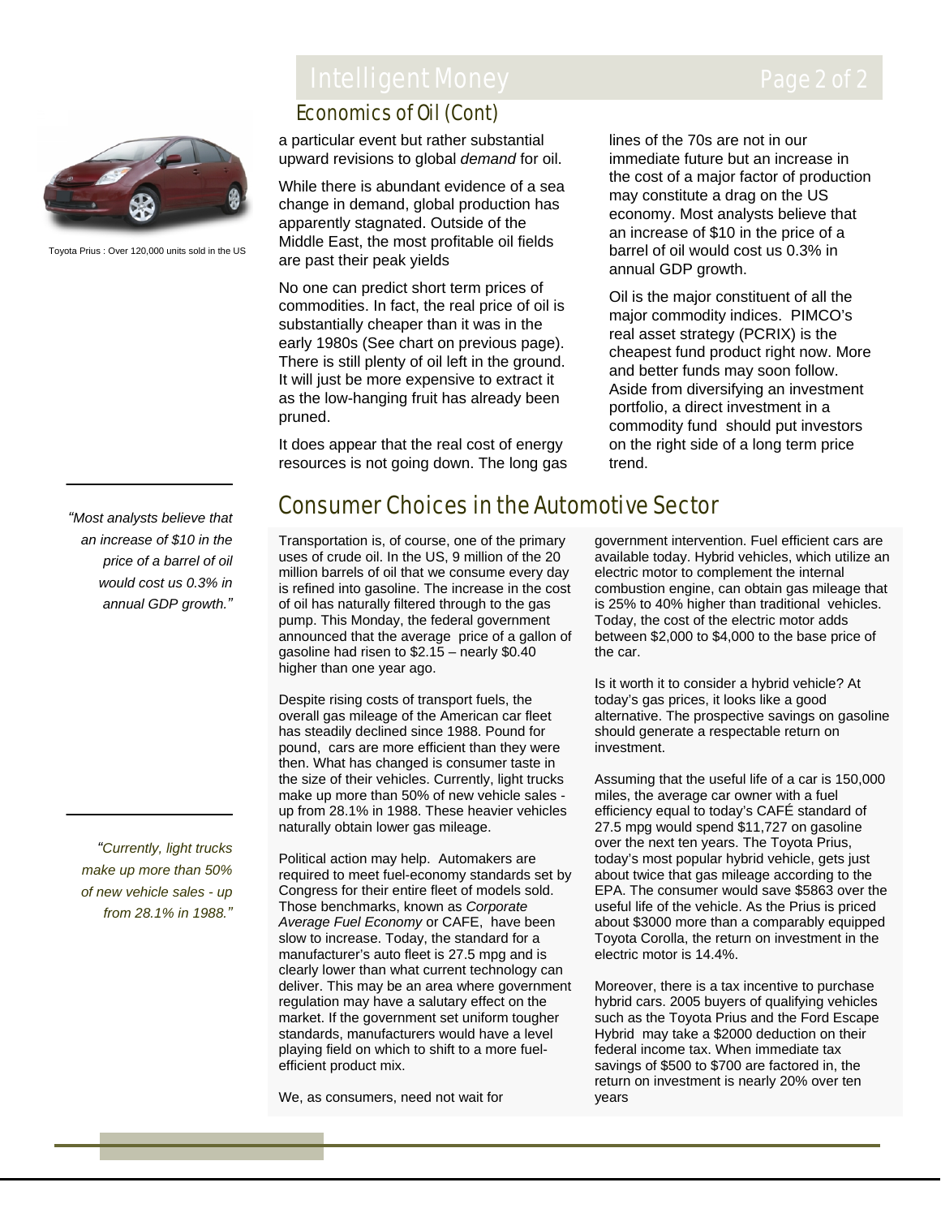## Economics of Oil (Cont)

a particular event but rather substantial upward revisions to global *demand* for oil.

While there is abundant evidence of a sea change in demand, global production has apparently stagnated. Outside of the Middle East, the most profitable oil fields are past their peak yields

No one can predict short term prices of commodities. In fact, the real price of oil is substantially cheaper than it was in the early 1980s (See chart on previous page). There is still plenty of oil left in the ground. It will just be more expensive to extract it as the low-hanging fruit has already been pruned.

It does appear that the real cost of energy resources is not going down. The long gas lines of the 70s are not in our immediate future but an increase in the cost of a major factor of production may constitute a drag on the US economy. Most analysts believe that an increase of $10 in the price of a barrel of oil would cost us 0.3% in annual GDP growth.

Oil is the major constituent of all the major commodity indices. PIMCO's real asset strategy (PCRIX) is the cheapest fund product right now. More and better funds may soon follow. Aside from diversifying an investment portfolio, a direct investment in a commodity fund should put investors on the right side of a long term price trend.

Toyota Prius : Over 120,000 units sold in the US

*"Most analysts believe that an increase of $10 in the price of a barrel of oil would cost us 0.3% in annual GDP growth."*

*"Currently, light trucks make up more than 50% of new vehicle sales - up from 28.1% in 1988."*

## Consumer Choices in the Automotive Sector

Transportation is, of course, one of the primary uses of crude oil. In the US, 9 million of the 20 million barrels of oil that we consume every day is refined into gasoline. The increase in the cost of oil has naturally filtered through to the gas pump. This Monday, the federal government announced that the average price of a gallon of gasoline had risen to $2.15 – nearly $0.40 higher than one year ago.

Despite rising costs of transport fuels, the overall gas mileage of the American car fleet has steadily declined since 1988. Pound for pound, cars are more efficient than they were then. What has changed is consumer taste in the size of their vehicles. Currently, light trucks make up more than 50% of new vehicle sales - up from 28.1% in 1988. These heavier vehicles naturally obtain lower gas mileage.

Political action may help. Automakers are required to meet fuel-economy standards set by Congress for their entire fleet of models sold. Those benchmarks, known as *Corporate Average Fuel Economy* or CAFE, have been slow to increase. Today, the standard for a manufacturer's auto fleet is 27.5 mpg and is clearly lower than what current technology can deliver. This may be an area where government regulation may have a salutary effect on the market. If the government set uniform tougher standards, manufacturers would have a level playing field on which to shift to a more fuel-efficient product mix.

We, as consumers, need not wait for government intervention. Fuel efficient cars are available today. Hybrid vehicles, which utilize an electric motor to complement the internal combustion engine, can obtain gas mileage that is 25% to 40% higher than traditional vehicles. Today, the cost of the electric motor adds between $2,000 to $4,000 to the base price of the car.

Is it worth it to consider a hybrid vehicle? At today's gas prices, it looks like a good alternative. The prospective savings on gasoline should generate a respectable return on investment.

Assuming that the useful life of a car is 150,000 miles, the average car owner with a fuel efficiency equal to today's CAFÉ standard of 27.5 mpg would spend $11,727 on gasoline over the next ten years. The Toyota Prius, today's most popular hybrid vehicle, gets just about twice that gas mileage according to the EPA. The consumer would save $5863 over the useful life of the vehicle. As the Prius is priced about $3000 more than a comparably equipped Toyota Corolla, the return on investment in the electric motor is 14.4%.

Moreover, there is a tax incentive to purchase hybrid cars. 2005 buyers of qualifying vehicles such as the Toyota Prius and the Ford Escape Hybrid may take a $2000 deduction on their federal income tax. When immediate tax savings of $500 to $700 are factored in, the return on investment is nearly 20% over ten years